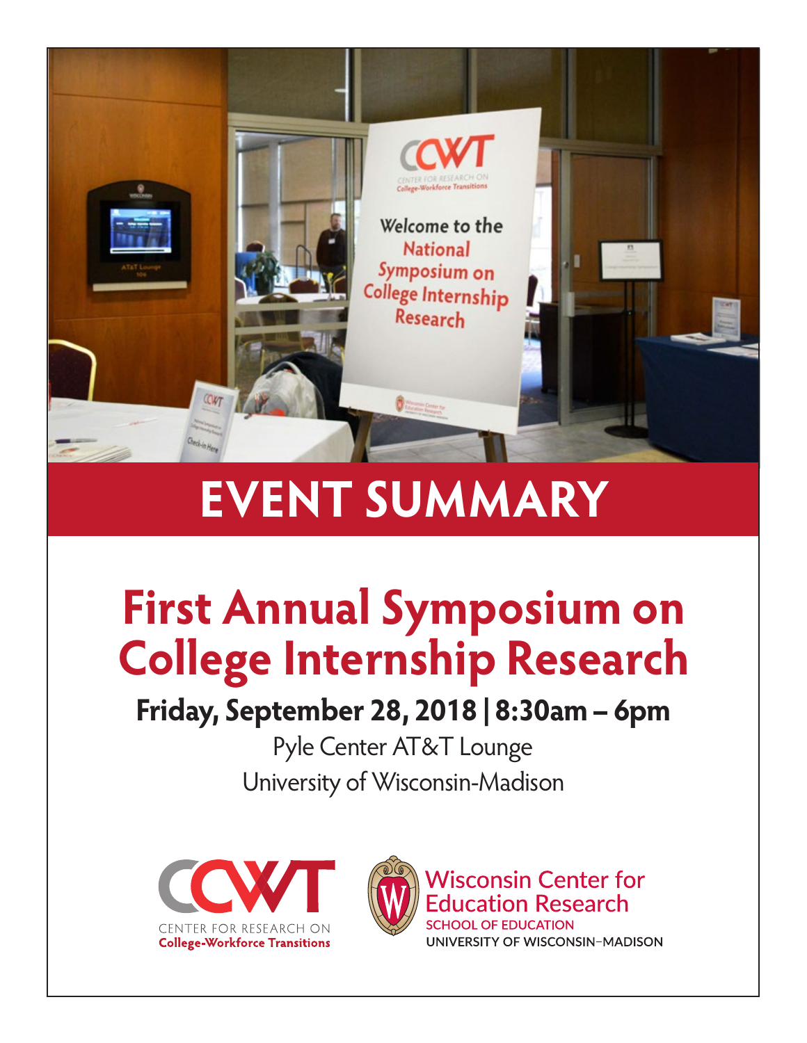# EVENT SUMMARY

# First Annual Symposium on College Internship Research

**Friday, September 28, 2018 | 8:30am – 6pm**

Pyle Center AT&T Lounge

University of Wisconsin-Madison

CCWT
CENTER FOR RESEARCH ON
**College-Workforce Transitions**

Wisconsin Center for Education Research
SCHOOL OF EDUCATION
UNIVERSITY OF WISCONSIN–MADISON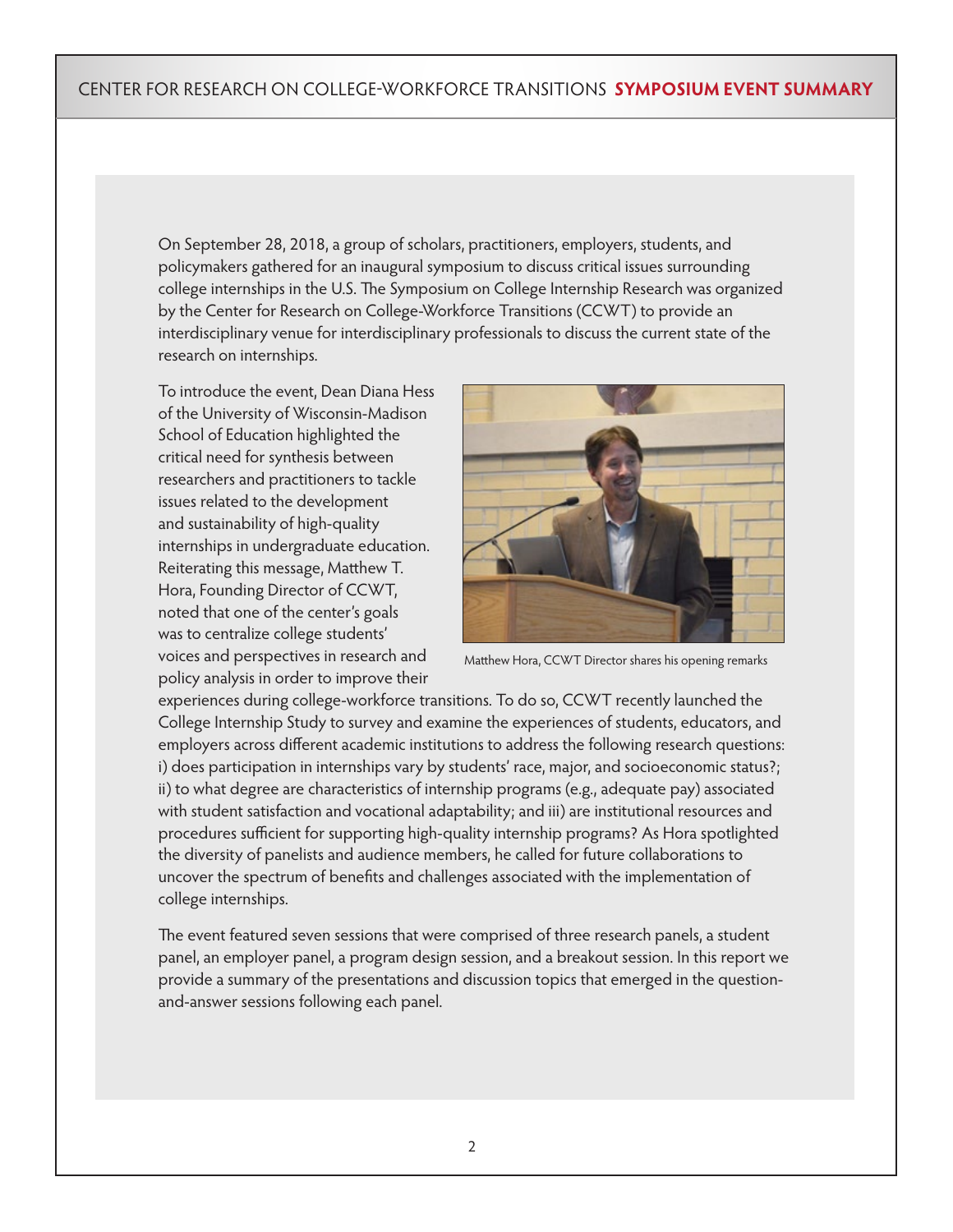On September 28, 2018, a group of scholars, practitioners, employers, students, and policymakers gathered for an inaugural symposium to discuss critical issues surrounding college internships in the U.S. The Symposium on College Internship Research was organized by the Center for Research on College-Workforce Transitions (CCWT) to provide an interdisciplinary venue for interdisciplinary professionals to discuss the current state of the research on internships.

To introduce the event, Dean Diana Hess of the University of Wisconsin-Madison School of Education highlighted the critical need for synthesis between researchers and practitioners to tackle issues related to the development and sustainability of high-quality internships in undergraduate education. Reiterating this message, Matthew T. Hora, Founding Director of CCWT, noted that one of the center's goals was to centralize college students' voices and perspectives in research and policy analysis in order to improve their experiences during college-workforce transitions. To do so, CCWT recently launched the College Internship Study to survey and examine the experiences of students, educators, and employers across different academic institutions to address the following research questions: i) does participation in internships vary by students' race, major, and socioeconomic status?; ii) to what degree are characteristics of internship programs (e.g., adequate pay) associated with student satisfaction and vocational adaptability; and iii) are institutional resources and procedures sufficient for supporting high-quality internship programs? As Hora spotlighted the diversity of panelists and audience members, he called for future collaborations to uncover the spectrum of benefits and challenges associated with the implementation of college internships.

Matthew Hora, CCWT Director shares his opening remarks

The event featured seven sessions that were comprised of three research panels, a student panel, an employer panel, a program design session, and a breakout session. In this report we provide a summary of the presentations and discussion topics that emerged in the question-and-answer sessions following each panel.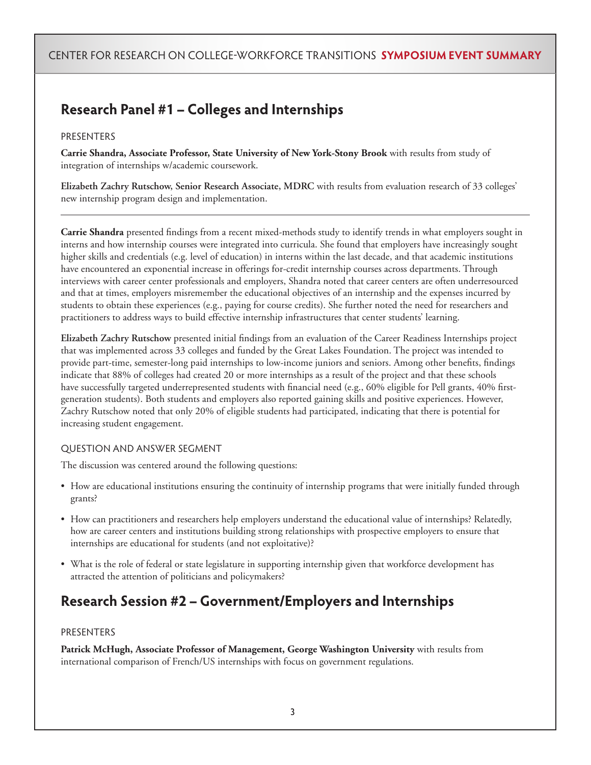## Research Panel #1 – Colleges and Internships

PRESENTERS

**Carrie Shandra, Associate Professor, State University of New York-Stony Brook** with results from study of integration of internships w/academic coursework.

**Elizabeth Zachry Rutschow, Senior Research Associate, MDRC** with results from evaluation research of 33 colleges' new internship program design and implementation.

---

**Carrie Shandra** presented findings from a recent mixed-methods study to identify trends in what employers sought in interns and how internship courses were integrated into curricula. She found that employers have increasingly sought higher skills and credentials (e.g. level of education) in interns within the last decade, and that academic institutions have encountered an exponential increase in offerings for-credit internship courses across departments. Through interviews with career center professionals and employers, Shandra noted that career centers are often underresourced and that at times, employers misremember the educational objectives of an internship and the expenses incurred by students to obtain these experiences (e.g., paying for course credits). She further noted the need for researchers and practitioners to address ways to build effective internship infrastructures that center students' learning.

**Elizabeth Zachry Rutschow** presented initial findings from an evaluation of the Career Readiness Internships project that was implemented across 33 colleges and funded by the Great Lakes Foundation. The project was intended to provide part-time, semester-long paid internships to low-income juniors and seniors. Among other benefits, findings indicate that 88% of colleges had created 20 or more internships as a result of the project and that these schools have successfully targeted underrepresented students with financial need (e.g., 60% eligible for Pell grants, 40% first-generation students). Both students and employers also reported gaining skills and positive experiences. However, Zachry Rutschow noted that only 20% of eligible students had participated, indicating that there is potential for increasing student engagement.

QUESTION AND ANSWER SEGMENT

The discussion was centered around the following questions:

- How are educational institutions ensuring the continuity of internship programs that were initially funded through grants?
- How can practitioners and researchers help employers understand the educational value of internships? Relatedly, how are career centers and institutions building strong relationships with prospective employers to ensure that internships are educational for students (and not exploitative)?
- What is the role of federal or state legislature in supporting internship given that workforce development has attracted the attention of politicians and policymakers?

## Research Session #2 – Government/Employers and Internships

PRESENTERS

**Patrick McHugh, Associate Professor of Management, George Washington University** with results from international comparison of French/US internships with focus on government regulations.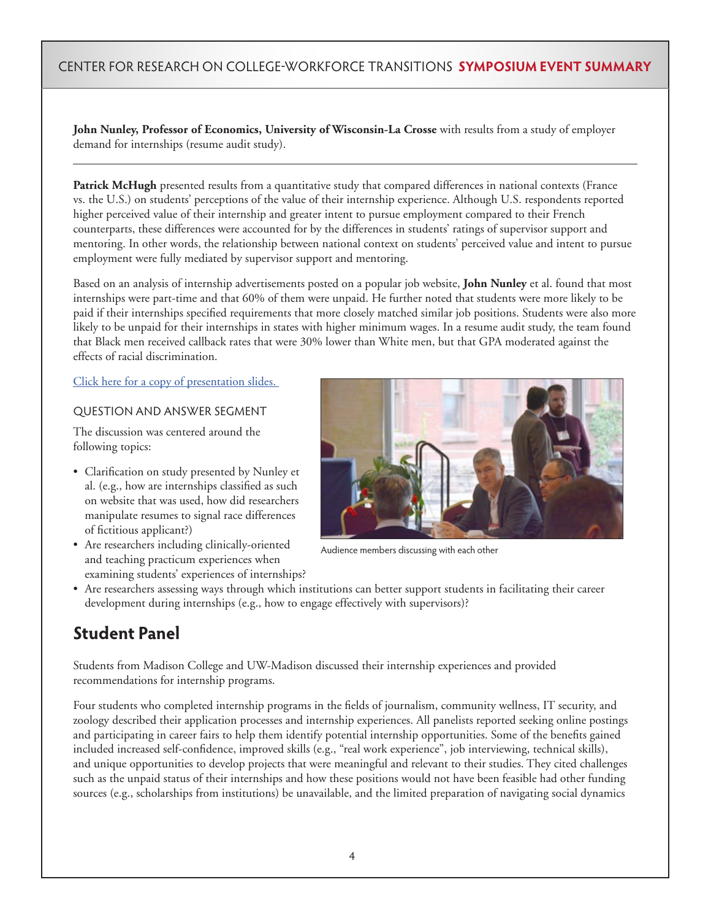**John Nunley, Professor of Economics, University of Wisconsin-La Crosse** with results from a study of employer demand for internships (resume audit study).

---

**Patrick McHugh** presented results from a quantitative study that compared differences in national contexts (France vs. the U.S.) on students' perceptions of the value of their internship experience. Although U.S. respondents reported higher perceived value of their internship and greater intent to pursue employment compared to their French counterparts, these differences were accounted for by the differences in students' ratings of supervisor support and mentoring. In other words, the relationship between national context on students' perceived value and intent to pursue employment were fully mediated by supervisor support and mentoring.

Based on an analysis of internship advertisements posted on a popular job website, **John Nunley** et al. found that most internships were part-time and that 60% of them were unpaid. He further noted that students were more likely to be paid if their internships specified requirements that more closely matched similar job positions. Students were also more likely to be unpaid for their internships in states with higher minimum wages. In a resume audit study, the team found that Black men received callback rates that were 30% lower than White men, but that GPA moderated against the effects of racial discrimination.

[Click here for a copy of presentation slides.](#)

QUESTION AND ANSWER SEGMENT

The discussion was centered around the following topics:

- Clarification on study presented by Nunley et al. (e.g., how are internships classified as such on website that was used, how did researchers manipulate resumes to signal race differences of fictitious applicant?)
- Are researchers including clinically-oriented and teaching practicum experiences when examining students' experiences of internships?
- Are researchers assessing ways through which institutions can better support students in facilitating their career development during internships (e.g., how to engage effectively with supervisors)?

Audience members discussing with each other

## Student Panel

Students from Madison College and UW-Madison discussed their internship experiences and provided recommendations for internship programs.

Four students who completed internship programs in the fields of journalism, community wellness, IT security, and zoology described their application processes and internship experiences. All panelists reported seeking online postings and participating in career fairs to help them identify potential internship opportunities. Some of the benefits gained included increased self-confidence, improved skills (e.g., "real work experience", job interviewing, technical skills), and unique opportunities to develop projects that were meaningful and relevant to their studies. They cited challenges such as the unpaid status of their internships and how these positions would not have been feasible had other funding sources (e.g., scholarships from institutions) be unavailable, and the limited preparation of navigating social dynamics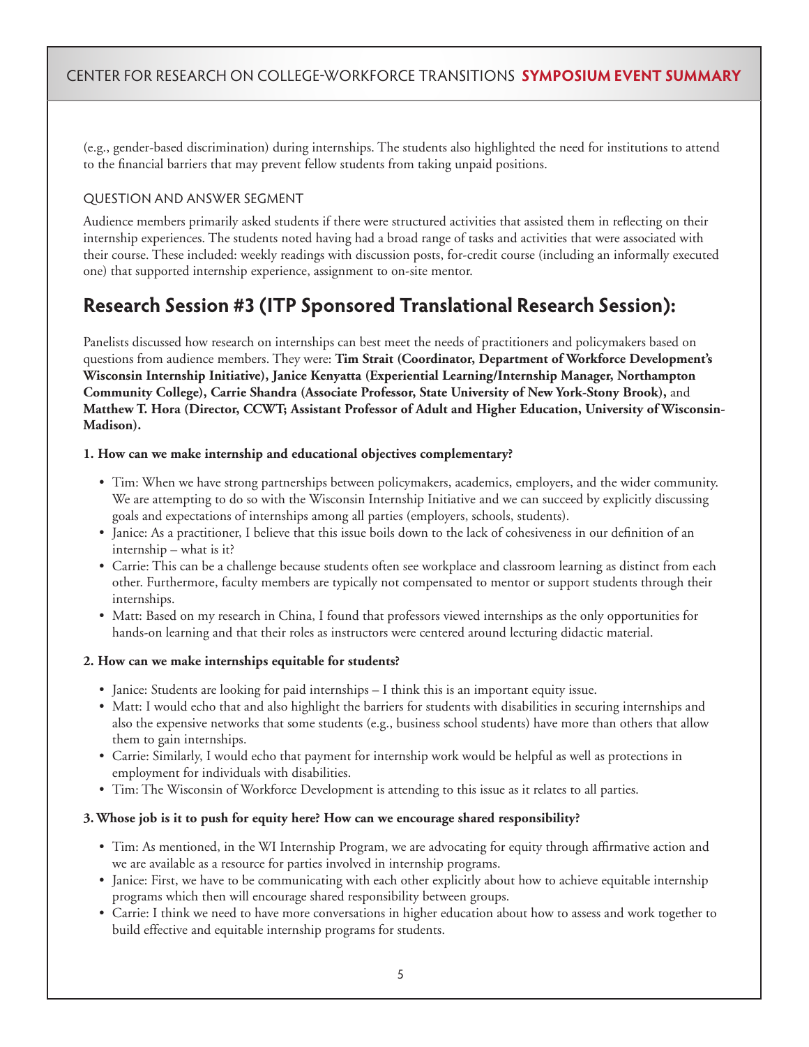(e.g., gender-based discrimination) during internships. The students also highlighted the need for institutions to attend to the financial barriers that may prevent fellow students from taking unpaid positions.

### QUESTION AND ANSWER SEGMENT

Audience members primarily asked students if there were structured activities that assisted them in reflecting on their internship experiences. The students noted having had a broad range of tasks and activities that were associated with their course. These included: weekly readings with discussion posts, for-credit course (including an informally executed one) that supported internship experience, assignment to on-site mentor.

## Research Session #3 (ITP Sponsored Translational Research Session):

Panelists discussed how research on internships can best meet the needs of practitioners and policymakers based on questions from audience members. They were: **Tim Strait (Coordinator, Department of Workforce Development's Wisconsin Internship Initiative), Janice Kenyatta (Experiential Learning/Internship Manager, Northampton Community College), Carrie Shandra (Associate Professor, State University of New York-Stony Brook),** and **Matthew T. Hora (Director, CCWT; Assistant Professor of Adult and Higher Education, University of Wisconsin-Madison).**

**1. How can we make internship and educational objectives complementary?**

- Tim: When we have strong partnerships between policymakers, academics, employers, and the wider community. We are attempting to do so with the Wisconsin Internship Initiative and we can succeed by explicitly discussing goals and expectations of internships among all parties (employers, schools, students).
- Janice: As a practitioner, I believe that this issue boils down to the lack of cohesiveness in our definition of an internship – what is it?
- Carrie: This can be a challenge because students often see workplace and classroom learning as distinct from each other. Furthermore, faculty members are typically not compensated to mentor or support students through their internships.
- Matt: Based on my research in China, I found that professors viewed internships as the only opportunities for hands-on learning and that their roles as instructors were centered around lecturing didactic material.

**2. How can we make internships equitable for students?**

- Janice: Students are looking for paid internships – I think this is an important equity issue.
- Matt: I would echo that and also highlight the barriers for students with disabilities in securing internships and also the expensive networks that some students (e.g., business school students) have more than others that allow them to gain internships.
- Carrie: Similarly, I would echo that payment for internship work would be helpful as well as protections in employment for individuals with disabilities.
- Tim: The Wisconsin of Workforce Development is attending to this issue as it relates to all parties.

**3. Whose job is it to push for equity here? How can we encourage shared responsibility?**

- Tim: As mentioned, in the WI Internship Program, we are advocating for equity through affirmative action and we are available as a resource for parties involved in internship programs.
- Janice: First, we have to be communicating with each other explicitly about how to achieve equitable internship programs which then will encourage shared responsibility between groups.
- Carrie: I think we need to have more conversations in higher education about how to assess and work together to build effective and equitable internship programs for students.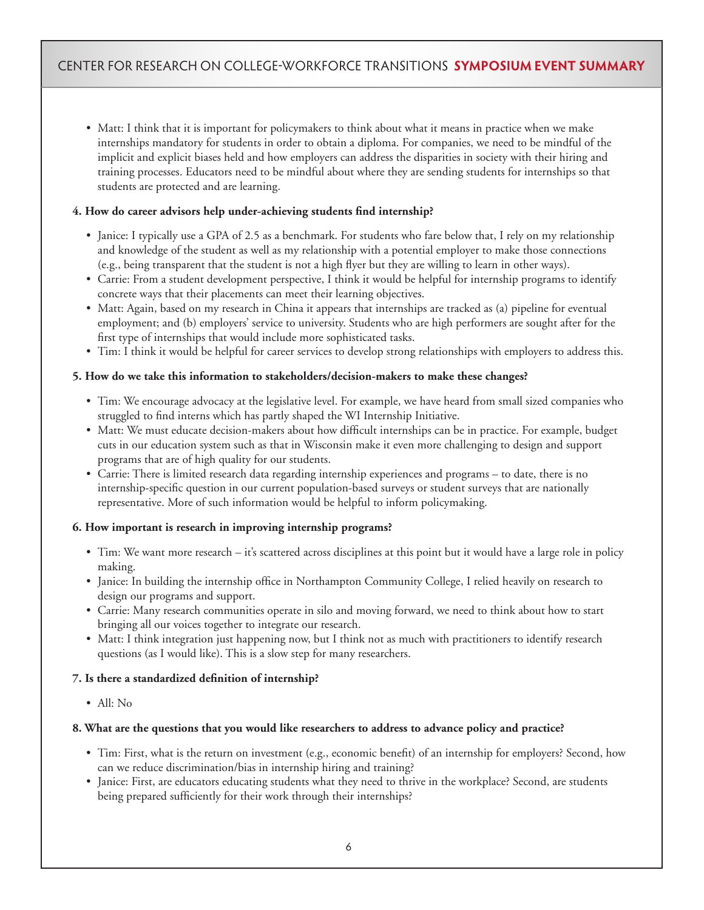- Matt: I think that it is important for policymakers to think about what it means in practice when we make internships mandatory for students in order to obtain a diploma. For companies, we need to be mindful of the implicit and explicit biases held and how employers can address the disparities in society with their hiring and training processes. Educators need to be mindful about where they are sending students for internships so that students are protected and are learning.

**4. How do career advisors help under-achieving students find internship?**

- Janice: I typically use a GPA of 2.5 as a benchmark. For students who fare below that, I rely on my relationship and knowledge of the student as well as my relationship with a potential employer to make those connections (e.g., being transparent that the student is not a high flyer but they are willing to learn in other ways).
- Carrie: From a student development perspective, I think it would be helpful for internship programs to identify concrete ways that their placements can meet their learning objectives.
- Matt: Again, based on my research in China it appears that internships are tracked as (a) pipeline for eventual employment; and (b) employers' service to university. Students who are high performers are sought after for the first type of internships that would include more sophisticated tasks.
- Tim: I think it would be helpful for career services to develop strong relationships with employers to address this.

**5. How do we take this information to stakeholders/decision-makers to make these changes?**

- Tim: We encourage advocacy at the legislative level. For example, we have heard from small sized companies who struggled to find interns which has partly shaped the WI Internship Initiative.
- Matt: We must educate decision-makers about how difficult internships can be in practice. For example, budget cuts in our education system such as that in Wisconsin make it even more challenging to design and support programs that are of high quality for our students.
- Carrie: There is limited research data regarding internship experiences and programs – to date, there is no internship-specific question in our current population-based surveys or student surveys that are nationally representative. More of such information would be helpful to inform policymaking.

**6. How important is research in improving internship programs?**

- Tim: We want more research – it's scattered across disciplines at this point but it would have a large role in policy making.
- Janice: In building the internship office in Northampton Community College, I relied heavily on research to design our programs and support.
- Carrie: Many research communities operate in silo and moving forward, we need to think about how to start bringing all our voices together to integrate our research.
- Matt: I think integration just happening now, but I think not as much with practitioners to identify research questions (as I would like). This is a slow step for many researchers.

**7. Is there a standardized definition of internship?**

- All: No

**8. What are the questions that you would like researchers to address to advance policy and practice?**

- Tim: First, what is the return on investment (e.g., economic benefit) of an internship for employers? Second, how can we reduce discrimination/bias in internship hiring and training?
- Janice: First, are educators educating students what they need to thrive in the workplace? Second, are students being prepared sufficiently for their work through their internships?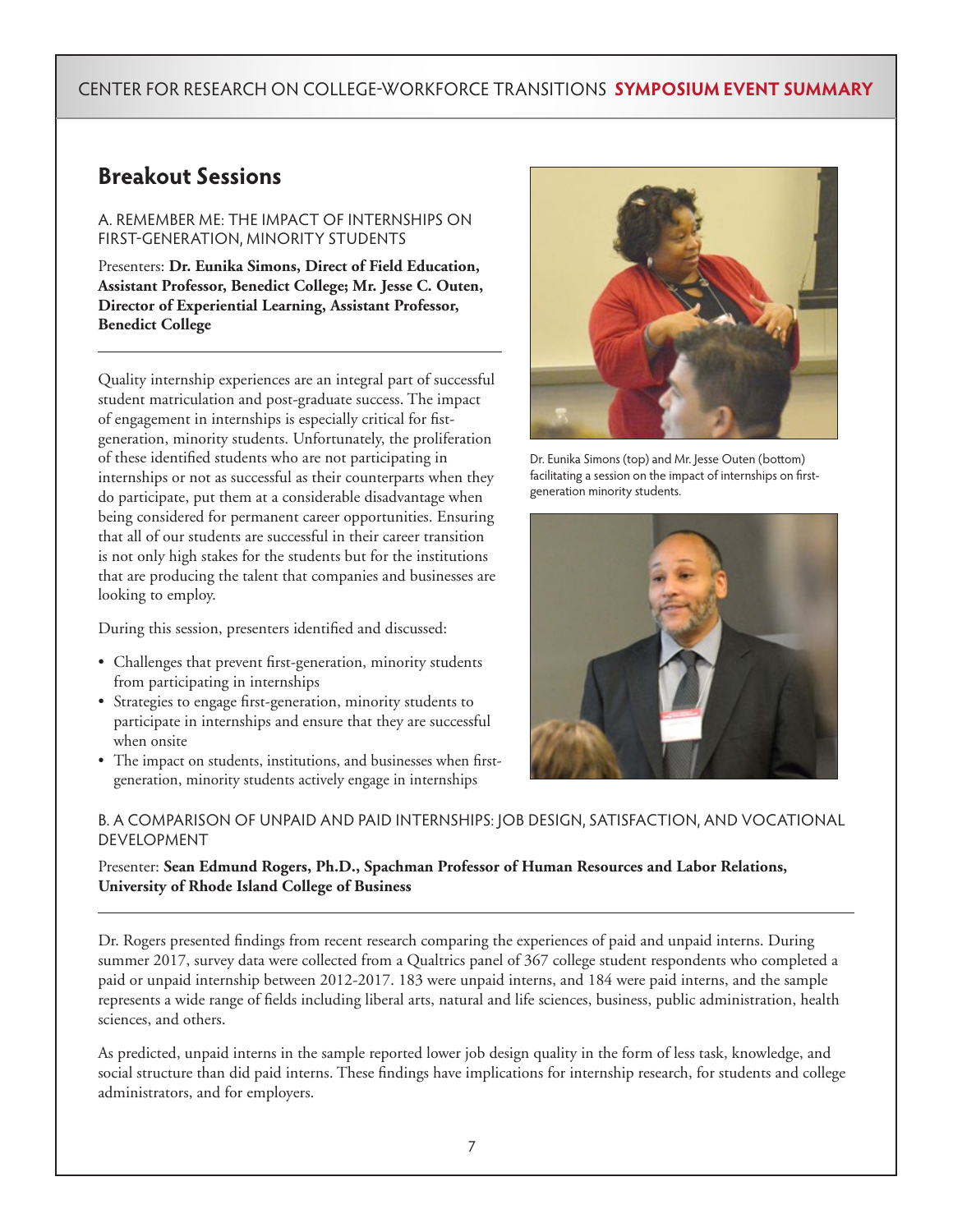## Breakout Sessions

### A. REMEMBER ME: THE IMPACT OF INTERNSHIPS ON FIRST-GENERATION, MINORITY STUDENTS

Presenters: **Dr. Eunika Simons, Direct of Field Education, Assistant Professor, Benedict College; Mr. Jesse C. Outen, Director of Experiential Learning, Assistant Professor, Benedict College**

Quality internship experiences are an integral part of successful student matriculation and post-graduate success. The impact of engagement in internships is especially critical for fist-generation, minority students. Unfortunately, the proliferation of these identified students who are not participating in internships or not as successful as their counterparts when they do participate, put them at a considerable disadvantage when being considered for permanent career opportunities. Ensuring that all of our students are successful in their career transition is not only high stakes for the students but for the institutions that are producing the talent that companies and businesses are looking to employ.

During this session, presenters identified and discussed:

- Challenges that prevent first-generation, minority students from participating in internships
- Strategies to engage first-generation, minority students to participate in internships and ensure that they are successful when onsite
- The impact on students, institutions, and businesses when first-generation, minority students actively engage in internships

Dr. Eunika Simons (top) and Mr. Jesse Outen (bottom) facilitating a session on the impact of internships on first-generation minority students.

### B. A COMPARISON OF UNPAID AND PAID INTERNSHIPS: JOB DESIGN, SATISFACTION, AND VOCATIONAL DEVELOPMENT

Presenter: **Sean Edmund Rogers, Ph.D., Spachman Professor of Human Resources and Labor Relations, University of Rhode Island College of Business**

Dr. Rogers presented findings from recent research comparing the experiences of paid and unpaid interns. During summer 2017, survey data were collected from a Qualtrics panel of 367 college student respondents who completed a paid or unpaid internship between 2012-2017. 183 were unpaid interns, and 184 were paid interns, and the sample represents a wide range of fields including liberal arts, natural and life sciences, business, public administration, health sciences, and others.

As predicted, unpaid interns in the sample reported lower job design quality in the form of less task, knowledge, and social structure than did paid interns. These findings have implications for internship research, for students and college administrators, and for employers.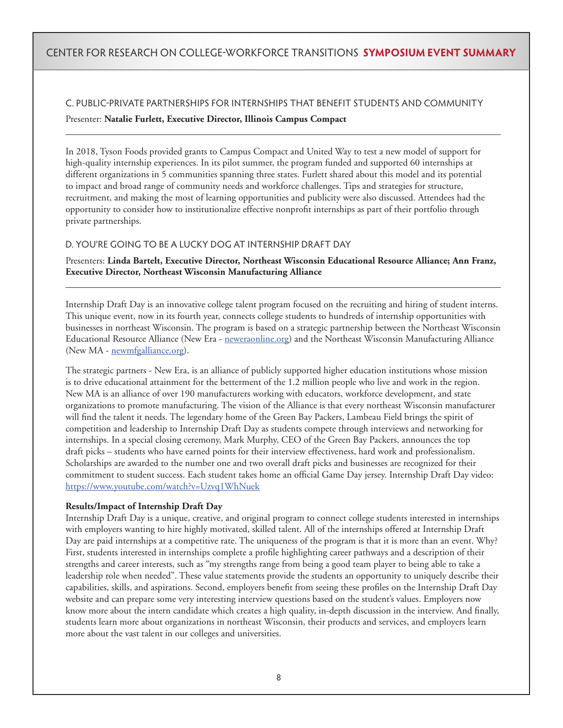## C. PUBLIC-PRIVATE PARTNERSHIPS FOR INTERNSHIPS THAT BENEFIT STUDENTS AND COMMUNITY

Presenter: **Natalie Furlett, Executive Director, Illinois Campus Compact**

In 2018, Tyson Foods provided grants to Campus Compact and United Way to test a new model of support for high-quality internship experiences. In its pilot summer, the program funded and supported 60 internships at different organizations in 5 communities spanning three states. Furlett shared about this model and its potential to impact and broad range of community needs and workforce challenges. Tips and strategies for structure, recruitment, and making the most of learning opportunities and publicity were also discussed. Attendees had the opportunity to consider how to institutionalize effective nonprofit internships as part of their portfolio through private partnerships.

## D. YOU'RE GOING TO BE A LUCKY DOG AT INTERNSHIP DRAFT DAY

Presenters: **Linda Bartelt, Executive Director, Northeast Wisconsin Educational Resource Alliance; Ann Franz, Executive Director, Northeast Wisconsin Manufacturing Alliance**

Internship Draft Day is an innovative college talent program focused on the recruiting and hiring of student interns. This unique event, now in its fourth year, connects college students to hundreds of internship opportunities with businesses in northeast Wisconsin. The program is based on a strategic partnership between the Northeast Wisconsin Educational Resource Alliance (New Era - neweraonline.org) and the Northeast Wisconsin Manufacturing Alliance (New MA - newmfgalliance.org).

The strategic partners - New Era, is an alliance of publicly supported higher education institutions whose mission is to drive educational attainment for the betterment of the 1.2 million people who live and work in the region. New MA is an alliance of over 190 manufacturers working with educators, workforce development, and state organizations to promote manufacturing. The vision of the Alliance is that every northeast Wisconsin manufacturer will find the talent it needs. The legendary home of the Green Bay Packers, Lambeau Field brings the spirit of competition and leadership to Internship Draft Day as students compete through interviews and networking for internships. In a special closing ceremony, Mark Murphy, CEO of the Green Bay Packers, announces the top draft picks – students who have earned points for their interview effectiveness, hard work and professionalism. Scholarships are awarded to the number one and two overall draft picks and businesses are recognized for their commitment to student success. Each student takes home an official Game Day jersey. Internship Draft Day video: https://www.youtube.com/watch?v=Uzvq1WhNuek

**Results/Impact of Internship Draft Day**

Internship Draft Day is a unique, creative, and original program to connect college students interested in internships with employers wanting to hire highly motivated, skilled talent. All of the internships offered at Internship Draft Day are paid internships at a competitive rate. The uniqueness of the program is that it is more than an event. Why? First, students interested in internships complete a profile highlighting career pathways and a description of their strengths and career interests, such as "my strengths range from being a good team player to being able to take a leadership role when needed". These value statements provide the students an opportunity to uniquely describe their capabilities, skills, and aspirations. Second, employers benefit from seeing these profiles on the Internship Draft Day website and can prepare some very interesting interview questions based on the student's values. Employers now know more about the intern candidate which creates a high quality, in-depth discussion in the interview. And finally, students learn more about organizations in northeast Wisconsin, their products and services, and employers learn more about the vast talent in our colleges and universities.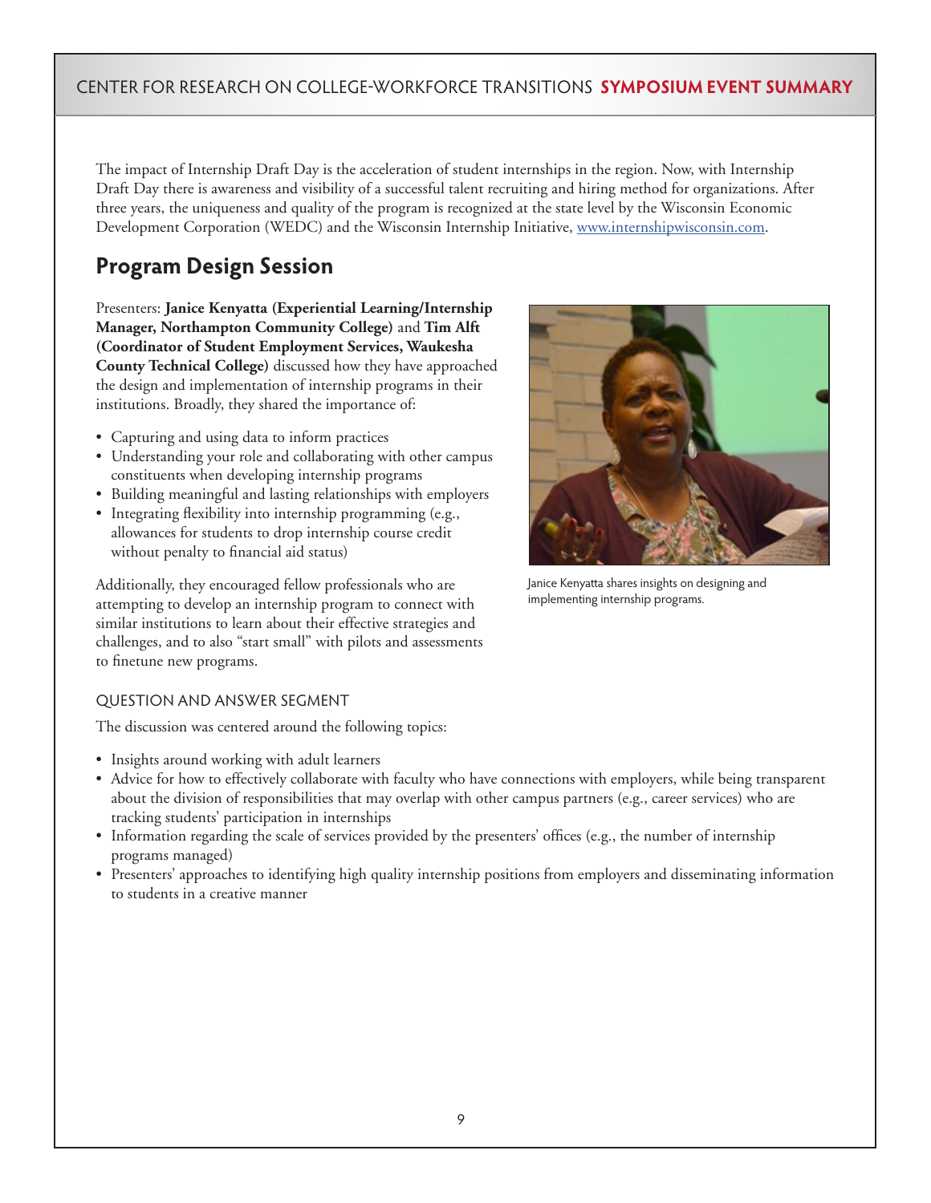The impact of Internship Draft Day is the acceleration of student internships in the region. Now, with Internship Draft Day there is awareness and visibility of a successful talent recruiting and hiring method for organizations. After three years, the uniqueness and quality of the program is recognized at the state level by the Wisconsin Economic Development Corporation (WEDC) and the Wisconsin Internship Initiative, www.internshipwisconsin.com.

## Program Design Session

Presenters: **Janice Kenyatta (Experiential Learning/Internship Manager, Northampton Community College)** and **Tim Alft (Coordinator of Student Employment Services, Waukesha County Technical College)** discussed how they have approached the design and implementation of internship programs in their institutions. Broadly, they shared the importance of:

- Capturing and using data to inform practices
- Understanding your role and collaborating with other campus constituents when developing internship programs
- Building meaningful and lasting relationships with employers
- Integrating flexibility into internship programming (e.g., allowances for students to drop internship course credit without penalty to financial aid status)

Additionally, they encouraged fellow professionals who are attempting to develop an internship program to connect with similar institutions to learn about their effective strategies and challenges, and to also "start small" with pilots and assessments to finetune new programs.

Janice Kenyatta shares insights on designing and implementing internship programs.

### QUESTION AND ANSWER SEGMENT

The discussion was centered around the following topics:

- Insights around working with adult learners
- Advice for how to effectively collaborate with faculty who have connections with employers, while being transparent about the division of responsibilities that may overlap with other campus partners (e.g., career services) who are tracking students' participation in internships
- Information regarding the scale of services provided by the presenters' offices (e.g., the number of internship programs managed)
- Presenters' approaches to identifying high quality internship positions from employers and disseminating information to students in a creative manner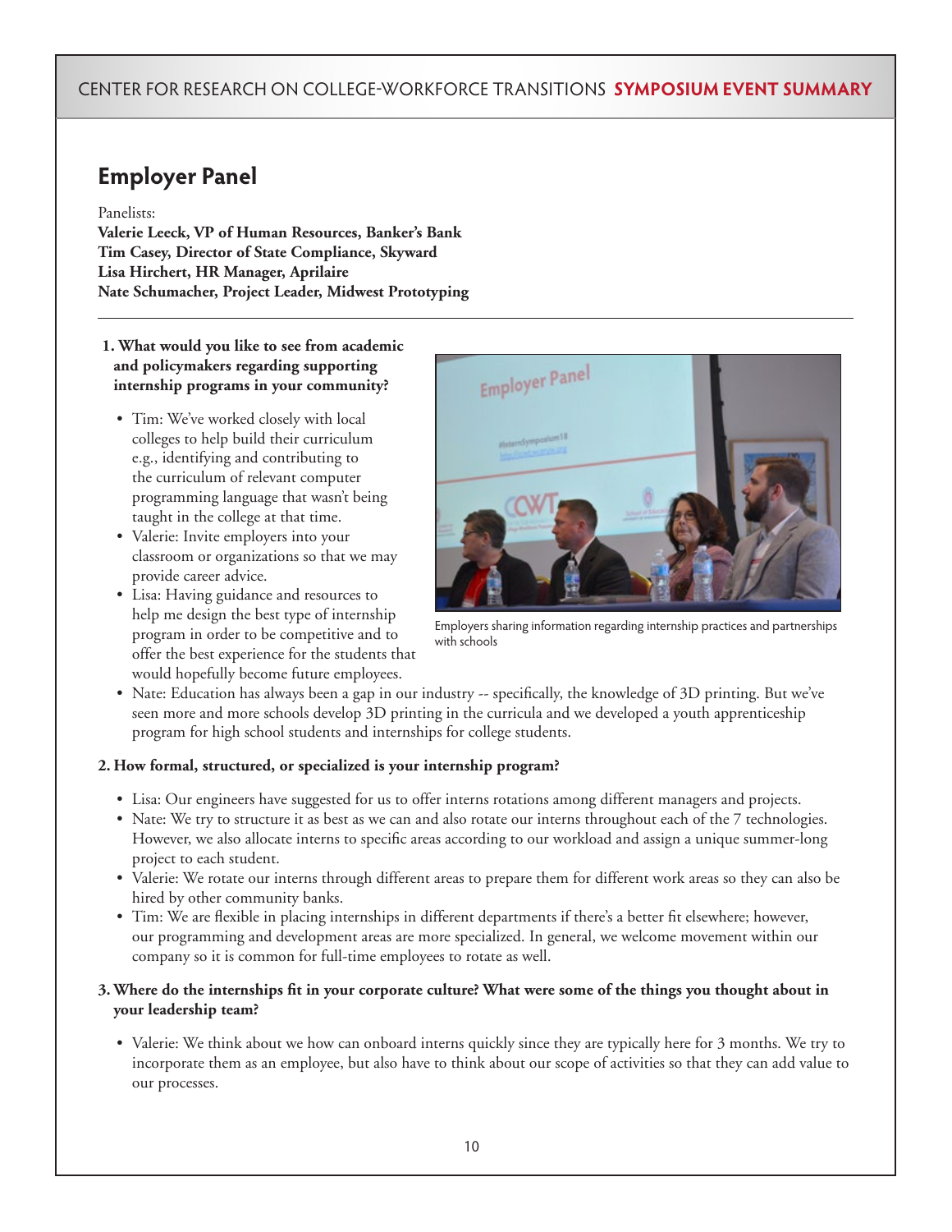## Employer Panel

Panelists:
**Valerie Leeck, VP of Human Resources, Banker's Bank**
**Tim Casey, Director of State Compliance, Skyward**
**Lisa Hirchert, HR Manager, Aprilaire**
**Nate Schumacher, Project Leader, Midwest Prototyping**

---

**1. What would you like to see from academic and policymakers regarding supporting internship programs in your community?**

- Tim: We've worked closely with local colleges to help build their curriculum e.g., identifying and contributing to the curriculum of relevant computer programming language that wasn't being taught in the college at that time.
- Valerie: Invite employers into your classroom or organizations so that we may provide career advice.
- Lisa: Having guidance and resources to help me design the best type of internship program in order to be competitive and to offer the best experience for the students that would hopefully become future employees.
- Nate: Education has always been a gap in our industry -- specifically, the knowledge of 3D printing. But we've seen more and more schools develop 3D printing in the curricula and we developed a youth apprenticeship program for high school students and internships for college students.

Employers sharing information regarding internship practices and partnerships with schools

**2. How formal, structured, or specialized is your internship program?**

- Lisa: Our engineers have suggested for us to offer interns rotations among different managers and projects.
- Nate: We try to structure it as best as we can and also rotate our interns throughout each of the 7 technologies. However, we also allocate interns to specific areas according to our workload and assign a unique summer-long project to each student.
- Valerie: We rotate our interns through different areas to prepare them for different work areas so they can also be hired by other community banks.
- Tim: We are flexible in placing internships in different departments if there's a better fit elsewhere; however, our programming and development areas are more specialized. In general, we welcome movement within our company so it is common for full-time employees to rotate as well.

**3. Where do the internships fit in your corporate culture? What were some of the things you thought about in your leadership team?**

- Valerie: We think about we how can onboard interns quickly since they are typically here for 3 months. We try to incorporate them as an employee, but also have to think about our scope of activities so that they can add value to our processes.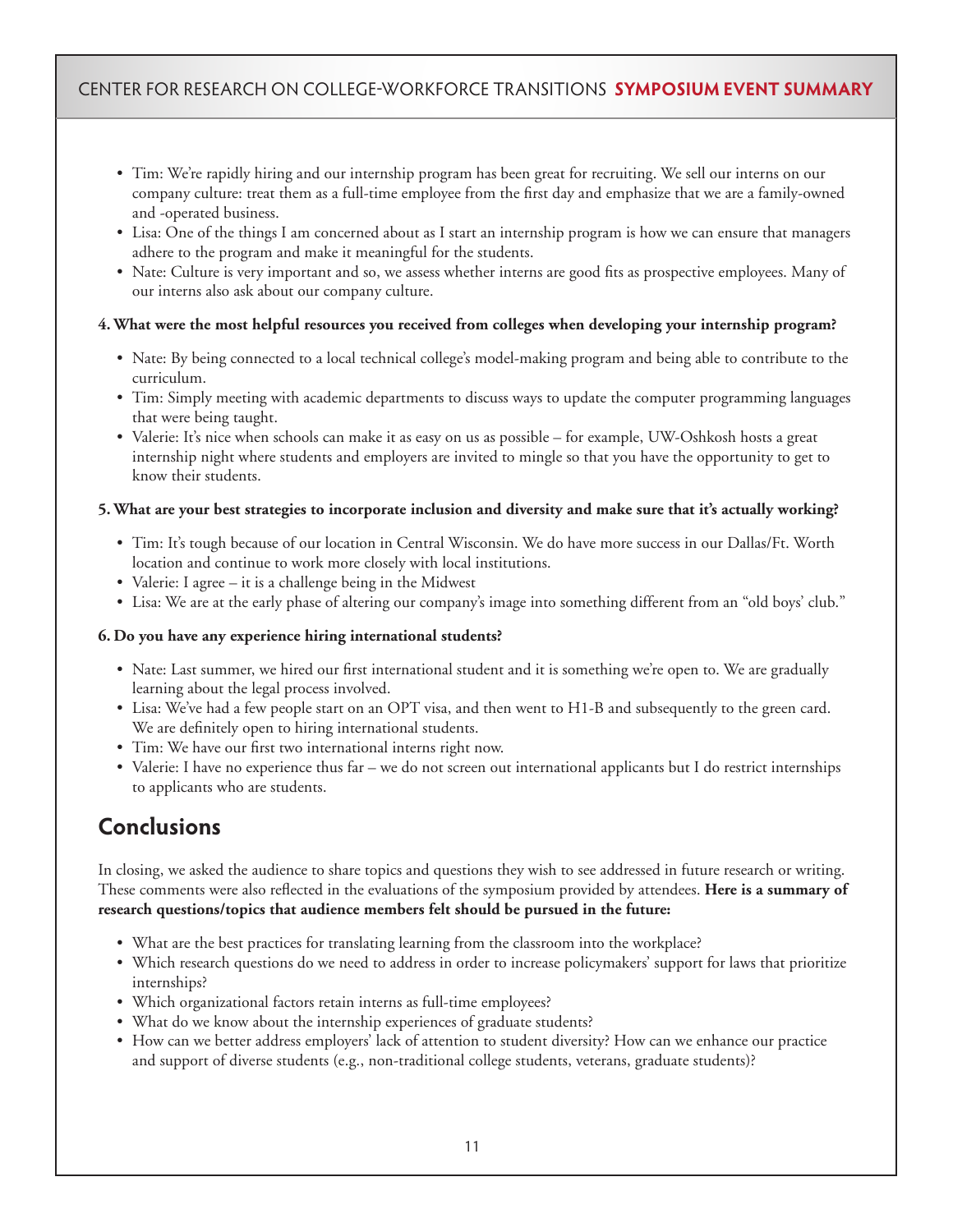- Tim: We're rapidly hiring and our internship program has been great for recruiting. We sell our interns on our company culture: treat them as a full-time employee from the first day and emphasize that we are a family-owned and -operated business.
- Lisa: One of the things I am concerned about as I start an internship program is how we can ensure that managers adhere to the program and make it meaningful for the students.
- Nate: Culture is very important and so, we assess whether interns are good fits as prospective employees. Many of our interns also ask about our company culture.

**4. What were the most helpful resources you received from colleges when developing your internship program?**

- Nate: By being connected to a local technical college's model-making program and being able to contribute to the curriculum.
- Tim: Simply meeting with academic departments to discuss ways to update the computer programming languages that were being taught.
- Valerie: It's nice when schools can make it as easy on us as possible – for example, UW-Oshkosh hosts a great internship night where students and employers are invited to mingle so that you have the opportunity to get to know their students.

**5. What are your best strategies to incorporate inclusion and diversity and make sure that it's actually working?**

- Tim: It's tough because of our location in Central Wisconsin. We do have more success in our Dallas/Ft. Worth location and continue to work more closely with local institutions.
- Valerie: I agree – it is a challenge being in the Midwest
- Lisa: We are at the early phase of altering our company's image into something different from an "old boys' club."

**6. Do you have any experience hiring international students?**

- Nate: Last summer, we hired our first international student and it is something we're open to. We are gradually learning about the legal process involved.
- Lisa: We've had a few people start on an OPT visa, and then went to H1-B and subsequently to the green card. We are definitely open to hiring international students.
- Tim: We have our first two international interns right now.
- Valerie: I have no experience thus far – we do not screen out international applicants but I do restrict internships to applicants who are students.

## Conclusions

In closing, we asked the audience to share topics and questions they wish to see addressed in future research or writing. These comments were also reflected in the evaluations of the symposium provided by attendees. **Here is a summary of research questions/topics that audience members felt should be pursued in the future:**

- What are the best practices for translating learning from the classroom into the workplace?
- Which research questions do we need to address in order to increase policymakers' support for laws that prioritize internships?
- Which organizational factors retain interns as full-time employees?
- What do we know about the internship experiences of graduate students?
- How can we better address employers' lack of attention to student diversity? How can we enhance our practice and support of diverse students (e.g., non-traditional college students, veterans, graduate students)?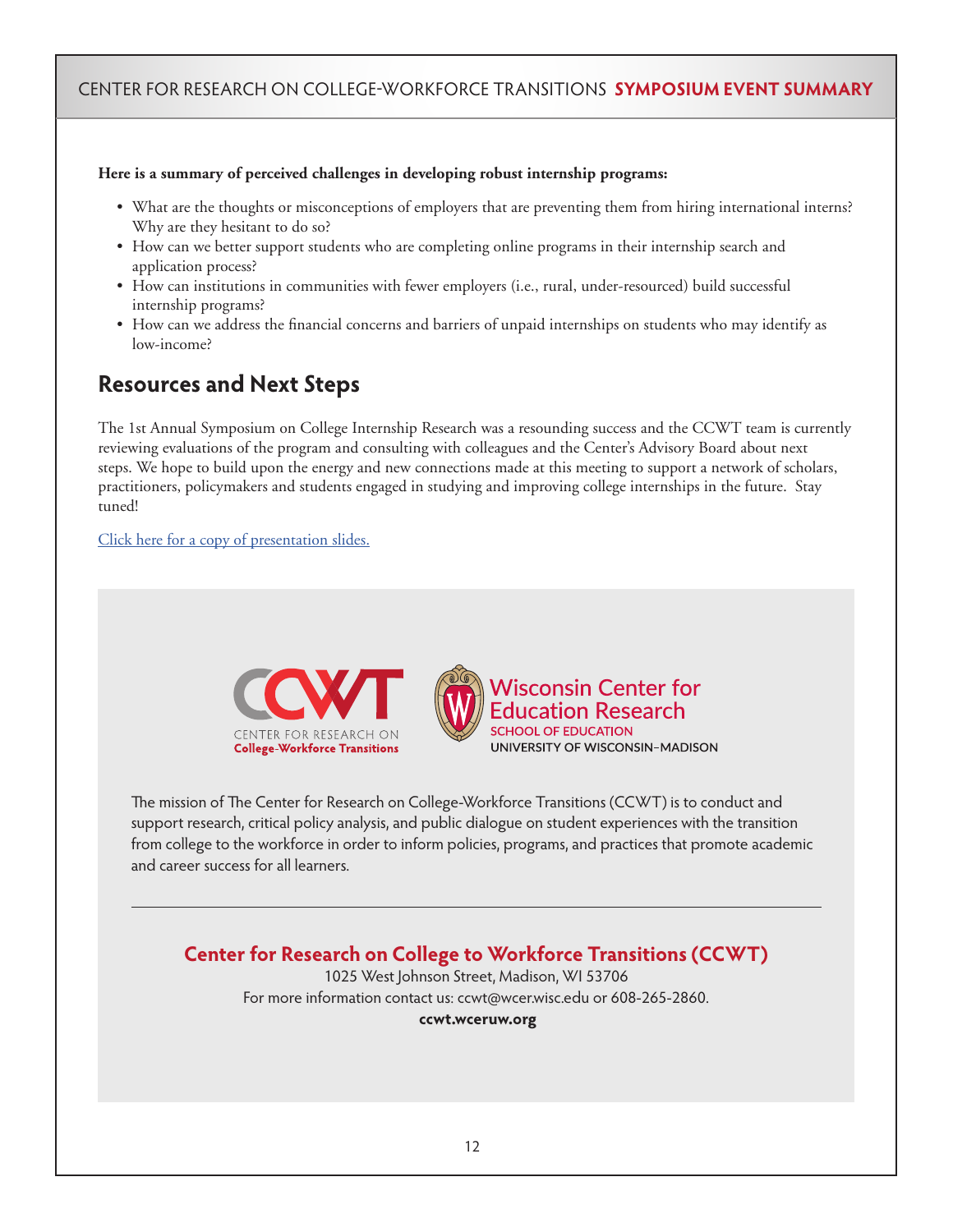**Here is a summary of perceived challenges in developing robust internship programs:**

- What are the thoughts or misconceptions of employers that are preventing them from hiring international interns? Why are they hesitant to do so?
- How can we better support students who are completing online programs in their internship search and application process?
- How can institutions in communities with fewer employers (i.e., rural, under-resourced) build successful internship programs?
- How can we address the financial concerns and barriers of unpaid internships on students who may identify as low-income?

## Resources and Next Steps

The 1st Annual Symposium on College Internship Research was a resounding success and the CCWT team is currently reviewing evaluations of the program and consulting with colleagues and the Center's Advisory Board about next steps. We hope to build upon the energy and new connections made at this meeting to support a network of scholars, practitioners, policymakers and students engaged in studying and improving college internships in the future. Stay tuned!

Click here for a copy of presentation slides.

CCWT
CENTER FOR RESEARCH ON
**College-Workforce Transitions**

Wisconsin Center for Education Research
SCHOOL OF EDUCATION
UNIVERSITY OF WISCONSIN–MADISON

The mission of The Center for Research on College-Workforce Transitions (CCWT) is to conduct and support research, critical policy analysis, and public dialogue on student experiences with the transition from college to the workforce in order to inform policies, programs, and practices that promote academic and career success for all learners.

---

**Center for Research on College to Workforce Transitions (CCWT)**
1025 West Johnson Street, Madison, WI 53706
For more information contact us: ccwt@wcer.wisc.edu or 608-265-2860.
**ccwt.wceruw.org**